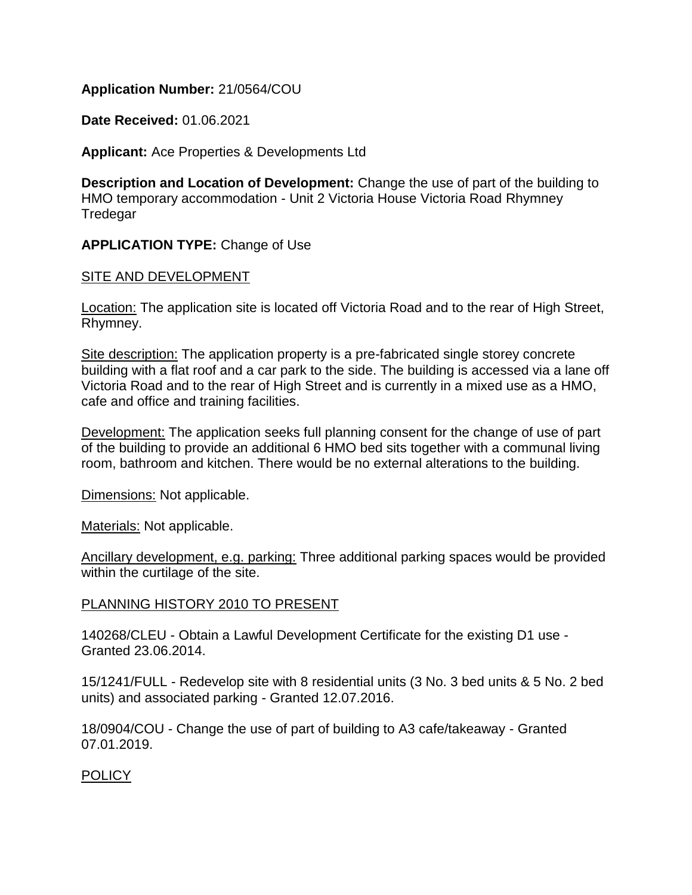**Application Number:** 21/0564/COU

**Date Received:** 01.06.2021

**Applicant:** Ace Properties & Developments Ltd

**Description and Location of Development:** Change the use of part of the building to HMO temporary accommodation - Unit 2 Victoria House Victoria Road Rhymney Tredegar

**APPLICATION TYPE:** Change of Use

SITE AND DEVELOPMENT

Location: The application site is located off Victoria Road and to the rear of High Street, Rhymney.

Site description: The application property is a pre-fabricated single storey concrete building with a flat roof and a car park to the side. The building is accessed via a lane off Victoria Road and to the rear of High Street and is currently in a mixed use as a HMO, cafe and office and training facilities.

Development: The application seeks full planning consent for the change of use of part of the building to provide an additional 6 HMO bed sits together with a communal living room, bathroom and kitchen. There would be no external alterations to the building.

Dimensions: Not applicable.

Materials: Not applicable.

Ancillary development, e.g. parking: Three additional parking spaces would be provided within the curtilage of the site.

PLANNING HISTORY 2010 TO PRESENT

140268/CLEU - Obtain a Lawful Development Certificate for the existing D1 use - Granted 23.06.2014.

15/1241/FULL - Redevelop site with 8 residential units (3 No. 3 bed units & 5 No. 2 bed units) and associated parking - Granted 12.07.2016.

18/0904/COU - Change the use of part of building to A3 cafe/takeaway - Granted 07.01.2019.

POLICY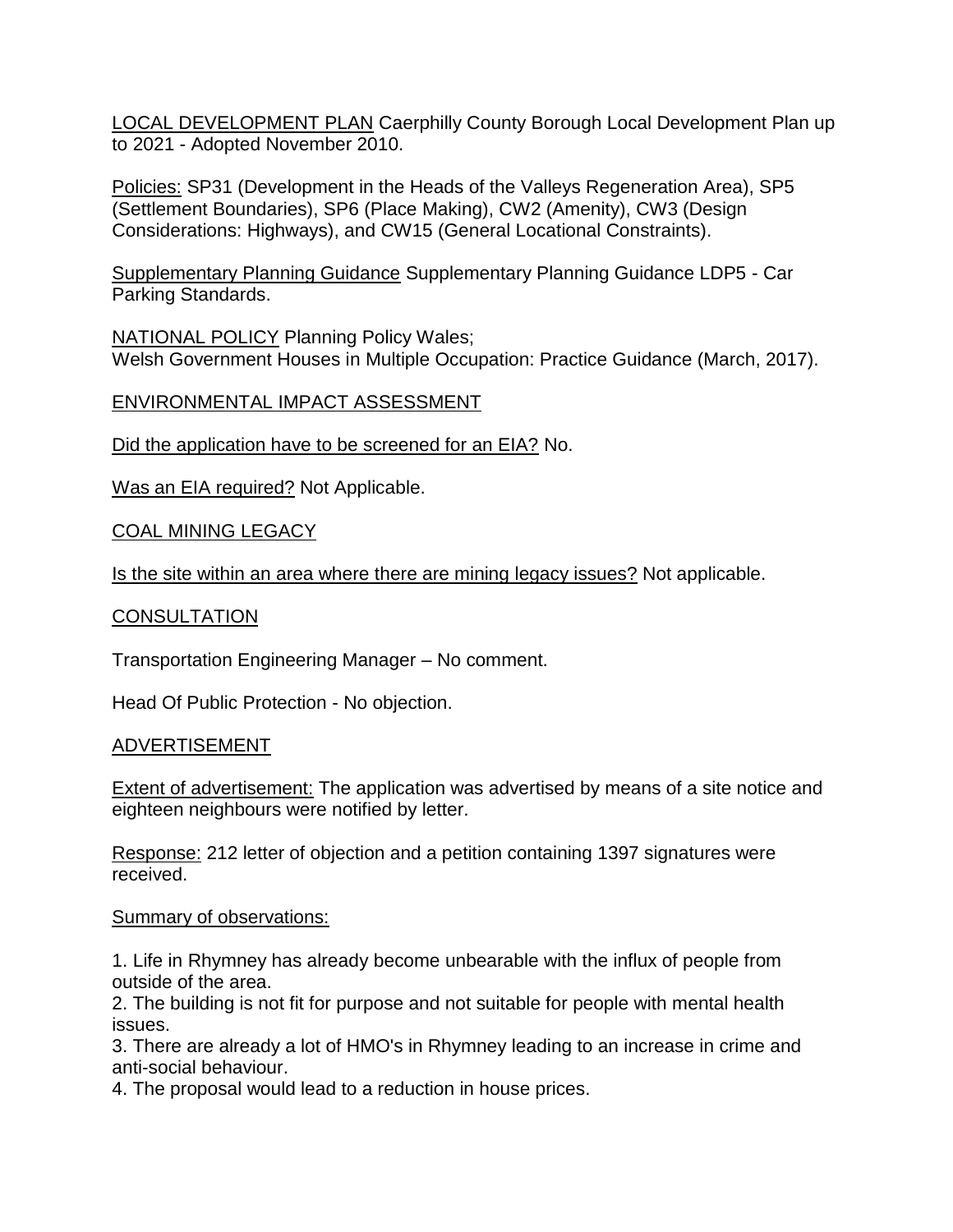LOCAL DEVELOPMENT PLAN Caerphilly County Borough Local Development Plan up to 2021 - Adopted November 2010.

Policies: SP31 (Development in the Heads of the Valleys Regeneration Area), SP5 (Settlement Boundaries), SP6 (Place Making), CW2 (Amenity), CW3 (Design Considerations: Highways), and CW15 (General Locational Constraints).

Supplementary Planning Guidance Supplementary Planning Guidance LDP5 - Car Parking Standards.

NATIONAL POLICY Planning Policy Wales;
Welsh Government Houses in Multiple Occupation: Practice Guidance (March, 2017).

ENVIRONMENTAL IMPACT ASSESSMENT

Did the application have to be screened for an EIA? No.

Was an EIA required? Not Applicable.

COAL MINING LEGACY

Is the site within an area where there are mining legacy issues? Not applicable.

CONSULTATION

Transportation Engineering Manager – No comment.

Head Of Public Protection - No objection.

ADVERTISEMENT

Extent of advertisement: The application was advertised by means of a site notice and eighteen neighbours were notified by letter.

Response: 212 letter of objection and a petition containing 1397 signatures were received.

Summary of observations:

1. Life in Rhymney has already become unbearable with the influx of people from outside of the area.
2. The building is not fit for purpose and not suitable for people with mental health issues.
3. There are already a lot of HMO's in Rhymney leading to an increase in crime and anti-social behaviour.
4. The proposal would lead to a reduction in house prices.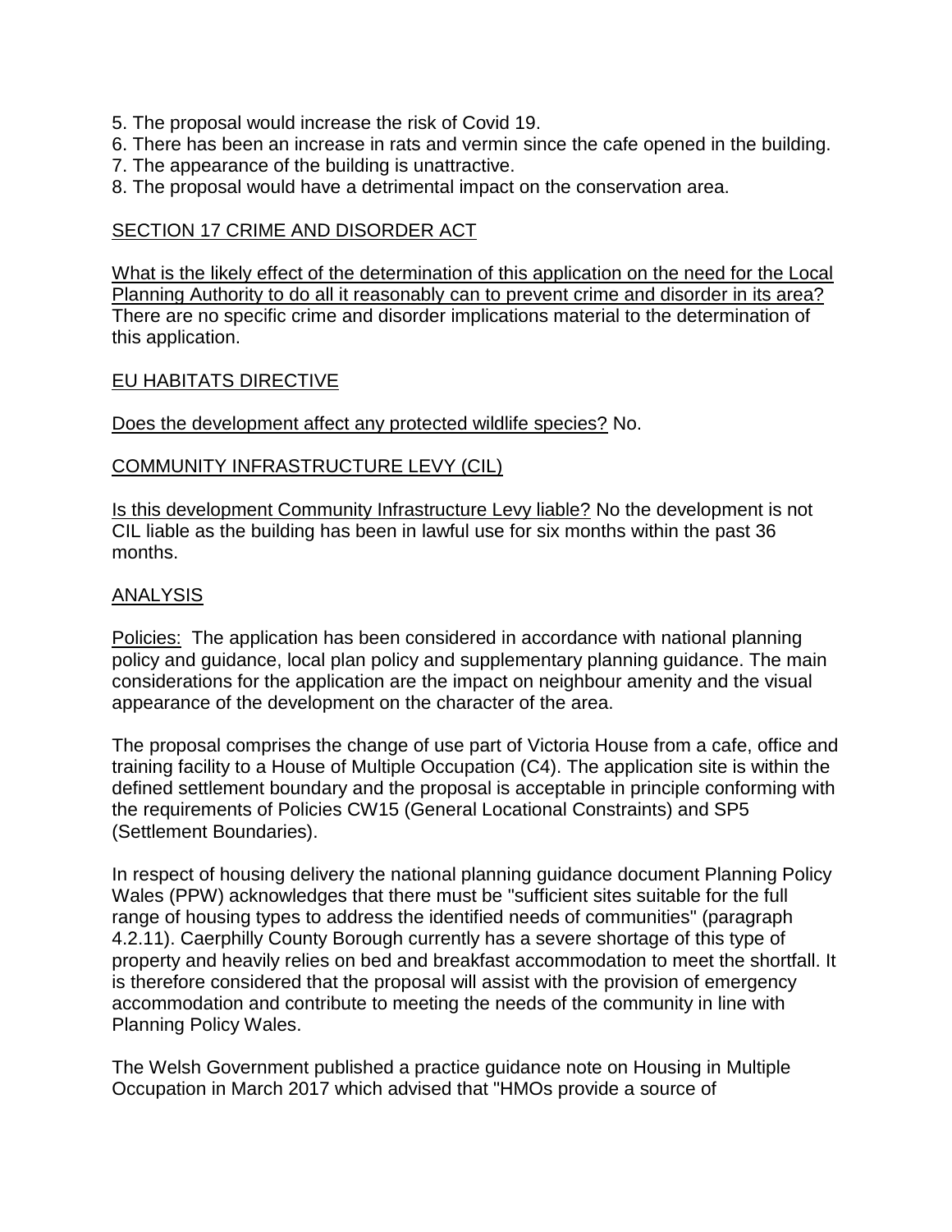5. The proposal would increase the risk of Covid 19.
6. There has been an increase in rats and vermin since the cafe opened in the building.
7. The appearance of the building is unattractive.
8. The proposal would have a detrimental impact on the conservation area.

<u>SECTION 17 CRIME AND DISORDER ACT</u>

<u>What is the likely effect of the determination of this application on the need for the Local Planning Authority to do all it reasonably can to prevent crime and disorder in its area?</u> There are no specific crime and disorder implications material to the determination of this application.

<u>EU HABITATS DIRECTIVE</u>

<u>Does the development affect any protected wildlife species?</u> No.

<u>COMMUNITY INFRASTRUCTURE LEVY (CIL)</u>

<u>Is this development Community Infrastructure Levy liable?</u> No the development is not CIL liable as the building has been in lawful use for six months within the past 36 months.

<u>ANALYSIS</u>

<u>Policies:</u> The application has been considered in accordance with national planning policy and guidance, local plan policy and supplementary planning guidance. The main considerations for the application are the impact on neighbour amenity and the visual appearance of the development on the character of the area.

The proposal comprises the change of use part of Victoria House from a cafe, office and training facility to a House of Multiple Occupation (C4). The application site is within the defined settlement boundary and the proposal is acceptable in principle conforming with the requirements of Policies CW15 (General Locational Constraints) and SP5 (Settlement Boundaries).

In respect of housing delivery the national planning guidance document Planning Policy Wales (PPW) acknowledges that there must be "sufficient sites suitable for the full range of housing types to address the identified needs of communities" (paragraph 4.2.11). Caerphilly County Borough currently has a severe shortage of this type of property and heavily relies on bed and breakfast accommodation to meet the shortfall. It is therefore considered that the proposal will assist with the provision of emergency accommodation and contribute to meeting the needs of the community in line with Planning Policy Wales.

The Welsh Government published a practice guidance note on Housing in Multiple Occupation in March 2017 which advised that "HMOs provide a source of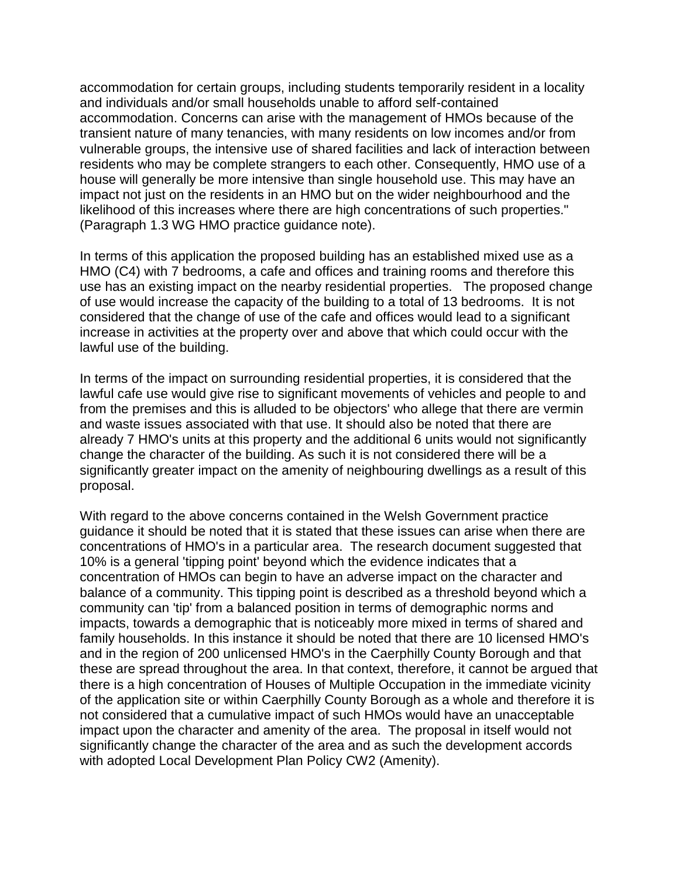accommodation for certain groups, including students temporarily resident in a locality and individuals and/or small households unable to afford self-contained accommodation. Concerns can arise with the management of HMOs because of the transient nature of many tenancies, with many residents on low incomes and/or from vulnerable groups, the intensive use of shared facilities and lack of interaction between residents who may be complete strangers to each other. Consequently, HMO use of a house will generally be more intensive than single household use. This may have an impact not just on the residents in an HMO but on the wider neighbourhood and the likelihood of this increases where there are high concentrations of such properties." (Paragraph 1.3 WG HMO practice guidance note).

In terms of this application the proposed building has an established mixed use as a HMO (C4) with 7 bedrooms, a cafe and offices and training rooms and therefore this use has an existing impact on the nearby residential properties. The proposed change of use would increase the capacity of the building to a total of 13 bedrooms. It is not considered that the change of use of the cafe and offices would lead to a significant increase in activities at the property over and above that which could occur with the lawful use of the building.

In terms of the impact on surrounding residential properties, it is considered that the lawful cafe use would give rise to significant movements of vehicles and people to and from the premises and this is alluded to be objectors' who allege that there are vermin and waste issues associated with that use. It should also be noted that there are already 7 HMO's units at this property and the additional 6 units would not significantly change the character of the building. As such it is not considered there will be a significantly greater impact on the amenity of neighbouring dwellings as a result of this proposal.

With regard to the above concerns contained in the Welsh Government practice guidance it should be noted that it is stated that these issues can arise when there are concentrations of HMO's in a particular area. The research document suggested that 10% is a general 'tipping point' beyond which the evidence indicates that a concentration of HMOs can begin to have an adverse impact on the character and balance of a community. This tipping point is described as a threshold beyond which a community can 'tip' from a balanced position in terms of demographic norms and impacts, towards a demographic that is noticeably more mixed in terms of shared and family households. In this instance it should be noted that there are 10 licensed HMO's and in the region of 200 unlicensed HMO's in the Caerphilly County Borough and that these are spread throughout the area. In that context, therefore, it cannot be argued that there is a high concentration of Houses of Multiple Occupation in the immediate vicinity of the application site or within Caerphilly County Borough as a whole and therefore it is not considered that a cumulative impact of such HMOs would have an unacceptable impact upon the character and amenity of the area. The proposal in itself would not significantly change the character of the area and as such the development accords with adopted Local Development Plan Policy CW2 (Amenity).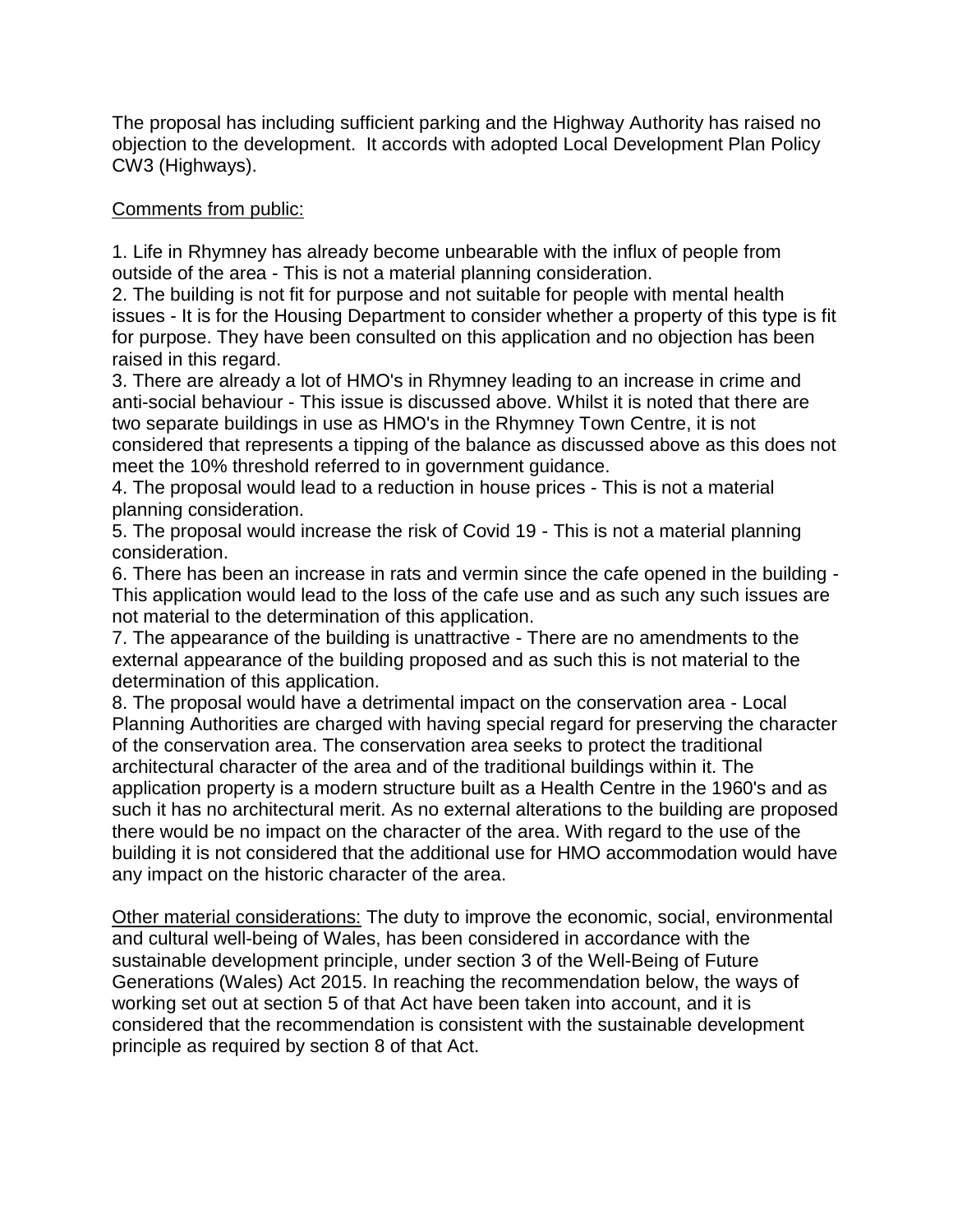The proposal has including sufficient parking and the Highway Authority has raised no objection to the development. It accords with adopted Local Development Plan Policy CW3 (Highways).

<u>Comments from public:</u>

1. Life in Rhymney has already become unbearable with the influx of people from outside of the area - This is not a material planning consideration.
2. The building is not fit for purpose and not suitable for people with mental health issues - It is for the Housing Department to consider whether a property of this type is fit for purpose. They have been consulted on this application and no objection has been raised in this regard.
3. There are already a lot of HMO's in Rhymney leading to an increase in crime and anti-social behaviour - This issue is discussed above. Whilst it is noted that there are two separate buildings in use as HMO's in the Rhymney Town Centre, it is not considered that represents a tipping of the balance as discussed above as this does not meet the 10% threshold referred to in government guidance.
4. The proposal would lead to a reduction in house prices - This is not a material planning consideration.
5. The proposal would increase the risk of Covid 19 - This is not a material planning consideration.
6. There has been an increase in rats and vermin since the cafe opened in the building - This application would lead to the loss of the cafe use and as such any such issues are not material to the determination of this application.
7. The appearance of the building is unattractive - There are no amendments to the external appearance of the building proposed and as such this is not material to the determination of this application.
8. The proposal would have a detrimental impact on the conservation area - Local Planning Authorities are charged with having special regard for preserving the character of the conservation area. The conservation area seeks to protect the traditional architectural character of the area and of the traditional buildings within it. The application property is a modern structure built as a Health Centre in the 1960's and as such it has no architectural merit. As no external alterations to the building are proposed there would be no impact on the character of the area. With regard to the use of the building it is not considered that the additional use for HMO accommodation would have any impact on the historic character of the area.

<u>Other material considerations:</u> The duty to improve the economic, social, environmental and cultural well-being of Wales, has been considered in accordance with the sustainable development principle, under section 3 of the Well-Being of Future Generations (Wales) Act 2015. In reaching the recommendation below, the ways of working set out at section 5 of that Act have been taken into account, and it is considered that the recommendation is consistent with the sustainable development principle as required by section 8 of that Act.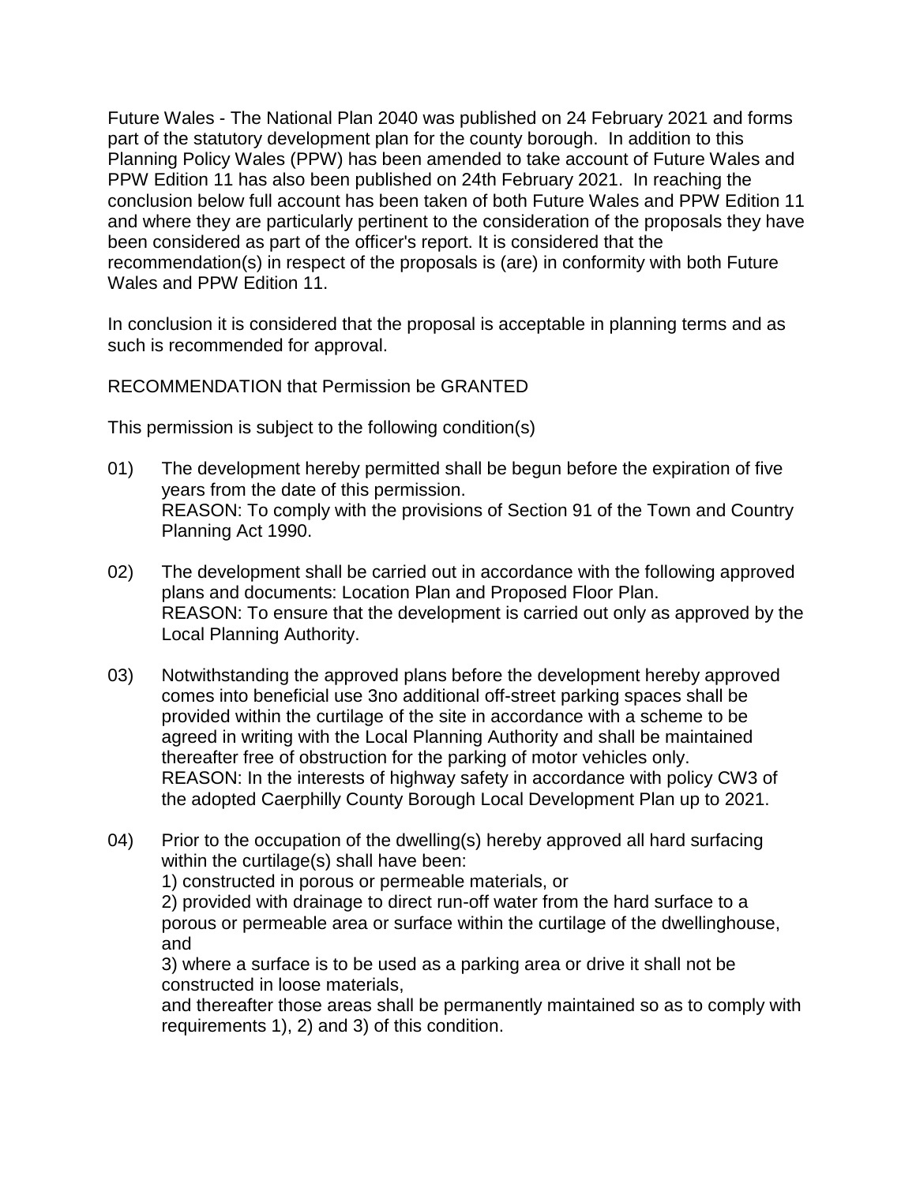Future Wales - The National Plan 2040 was published on 24 February 2021 and forms part of the statutory development plan for the county borough. In addition to this Planning Policy Wales (PPW) has been amended to take account of Future Wales and PPW Edition 11 has also been published on 24th February 2021. In reaching the conclusion below full account has been taken of both Future Wales and PPW Edition 11 and where they are particularly pertinent to the consideration of the proposals they have been considered as part of the officer's report. It is considered that the recommendation(s) in respect of the proposals is (are) in conformity with both Future Wales and PPW Edition 11.

In conclusion it is considered that the proposal is acceptable in planning terms and as such is recommended for approval.

RECOMMENDATION that Permission be GRANTED

This permission is subject to the following condition(s)

01) The development hereby permitted shall be begun before the expiration of five years from the date of this permission.
REASON: To comply with the provisions of Section 91 of the Town and Country Planning Act 1990.

02) The development shall be carried out in accordance with the following approved plans and documents: Location Plan and Proposed Floor Plan.
REASON: To ensure that the development is carried out only as approved by the Local Planning Authority.

03) Notwithstanding the approved plans before the development hereby approved comes into beneficial use 3no additional off-street parking spaces shall be provided within the curtilage of the site in accordance with a scheme to be agreed in writing with the Local Planning Authority and shall be maintained thereafter free of obstruction for the parking of motor vehicles only.
REASON: In the interests of highway safety in accordance with policy CW3 of the adopted Caerphilly County Borough Local Development Plan up to 2021.

04) Prior to the occupation of the dwelling(s) hereby approved all hard surfacing within the curtilage(s) shall have been:
1) constructed in porous or permeable materials, or
2) provided with drainage to direct run-off water from the hard surface to a porous or permeable area or surface within the curtilage of the dwellinghouse, and
3) where a surface is to be used as a parking area or drive it shall not be constructed in loose materials,
and thereafter those areas shall be permanently maintained so as to comply with requirements 1), 2) and 3) of this condition.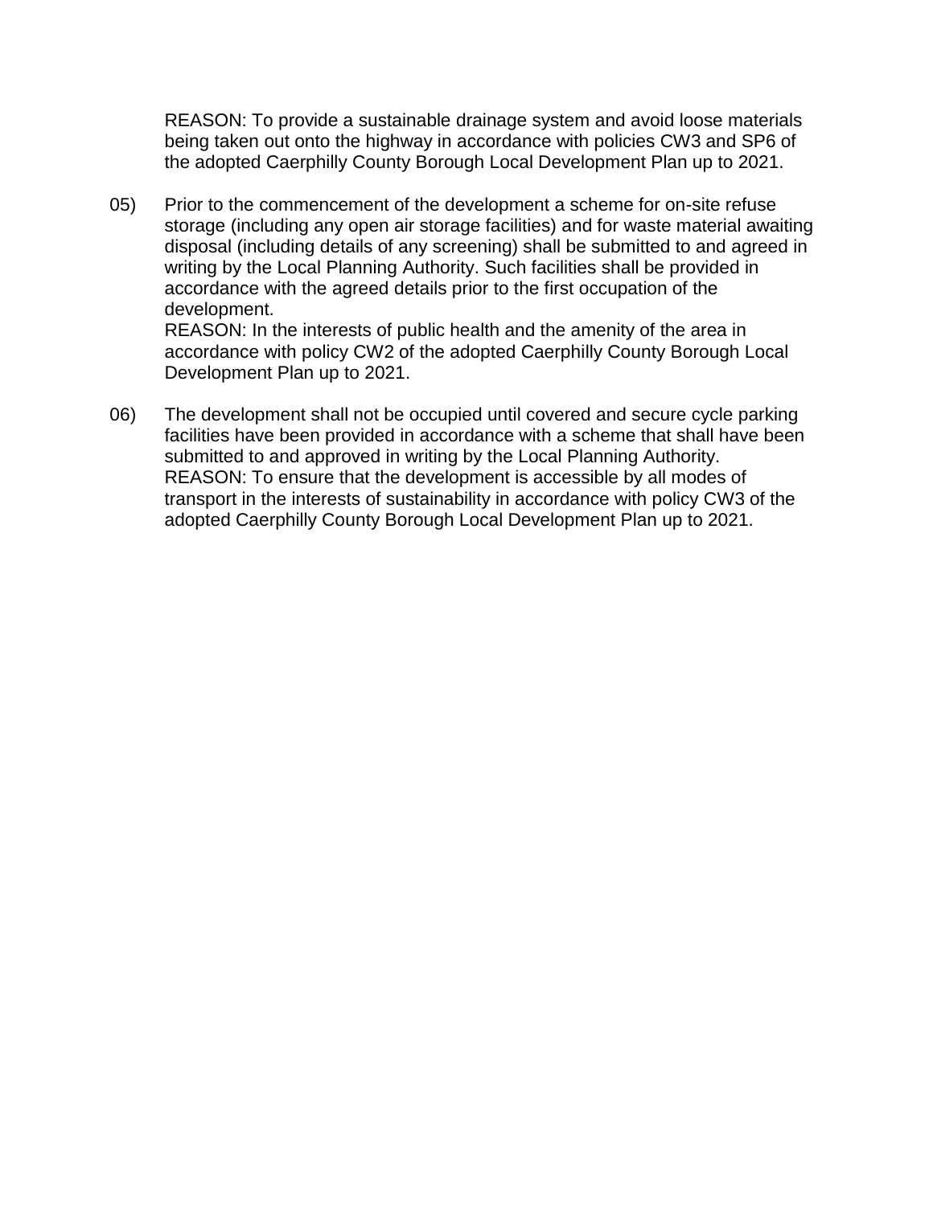REASON: To provide a sustainable drainage system and avoid loose materials being taken out onto the highway in accordance with policies CW3 and SP6 of the adopted Caerphilly County Borough Local Development Plan up to 2021.

05) Prior to the commencement of the development a scheme for on-site refuse storage (including any open air storage facilities) and for waste material awaiting disposal (including details of any screening) shall be submitted to and agreed in writing by the Local Planning Authority. Such facilities shall be provided in accordance with the agreed details prior to the first occupation of the development.
REASON: In the interests of public health and the amenity of the area in accordance with policy CW2 of the adopted Caerphilly County Borough Local Development Plan up to 2021.

06) The development shall not be occupied until covered and secure cycle parking facilities have been provided in accordance with a scheme that shall have been submitted to and approved in writing by the Local Planning Authority.
REASON: To ensure that the development is accessible by all modes of transport in the interests of sustainability in accordance with policy CW3 of the adopted Caerphilly County Borough Local Development Plan up to 2021.